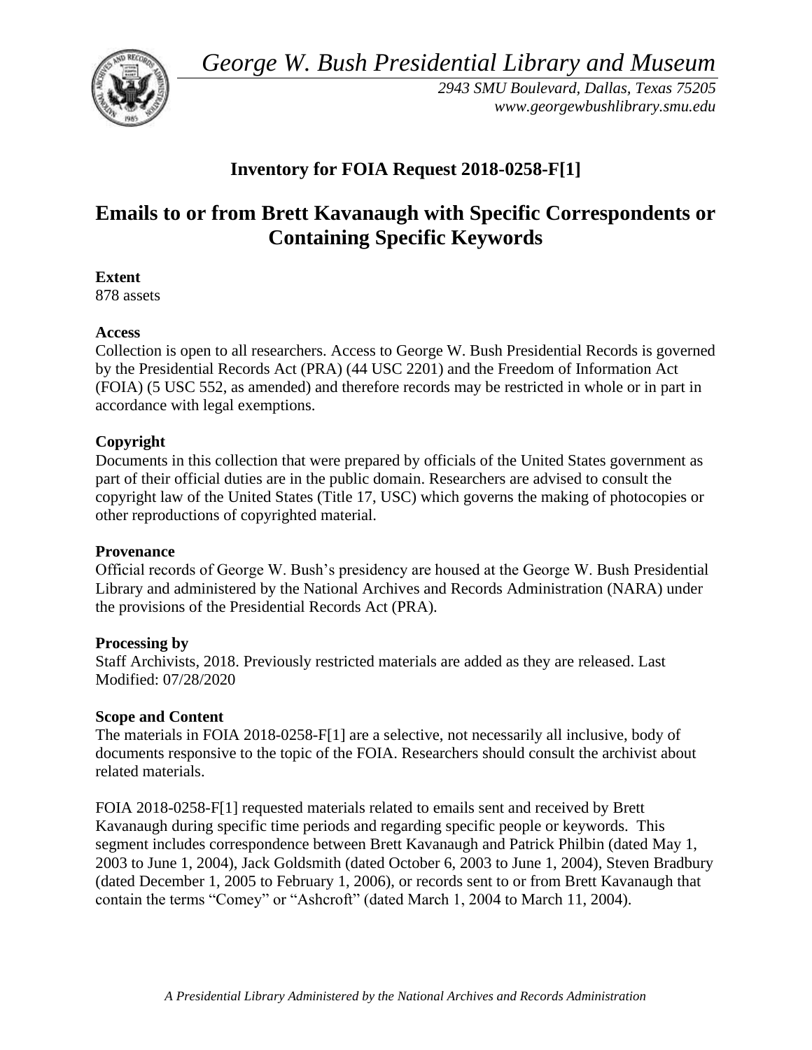*George W. Bush Presidential Library and Museum*

*2943 SMU Boulevard, Dallas, Texas 75205*
*www.georgewbushlibrary.smu.edu*

# Inventory for FOIA Request 2018-0258-F[1]

# Emails to or from Brett Kavanaugh with Specific Correspondents or Containing Specific Keywords

**Extent**
878 assets

**Access**
Collection is open to all researchers. Access to George W. Bush Presidential Records is governed by the Presidential Records Act (PRA) (44 USC 2201) and the Freedom of Information Act (FOIA) (5 USC 552, as amended) and therefore records may be restricted in whole or in part in accordance with legal exemptions.

**Copyright**
Documents in this collection that were prepared by officials of the United States government as part of their official duties are in the public domain. Researchers are advised to consult the copyright law of the United States (Title 17, USC) which governs the making of photocopies or other reproductions of copyrighted material.

**Provenance**
Official records of George W. Bush's presidency are housed at the George W. Bush Presidential Library and administered by the National Archives and Records Administration (NARA) under the provisions of the Presidential Records Act (PRA).

**Processing by**
Staff Archivists, 2018. Previously restricted materials are added as they are released. Last Modified: 07/28/2020

**Scope and Content**
The materials in FOIA 2018-0258-F[1] are a selective, not necessarily all inclusive, body of documents responsive to the topic of the FOIA. Researchers should consult the archivist about related materials.

FOIA 2018-0258-F[1] requested materials related to emails sent and received by Brett Kavanaugh during specific time periods and regarding specific people or keywords. This segment includes correspondence between Brett Kavanaugh and Patrick Philbin (dated May 1, 2003 to June 1, 2004), Jack Goldsmith (dated October 6, 2003 to June 1, 2004), Steven Bradbury (dated December 1, 2005 to February 1, 2006), or records sent to or from Brett Kavanaugh that contain the terms "Comey" or "Ashcroft" (dated March 1, 2004 to March 11, 2004).

*A Presidential Library Administered by the National Archives and Records Administration*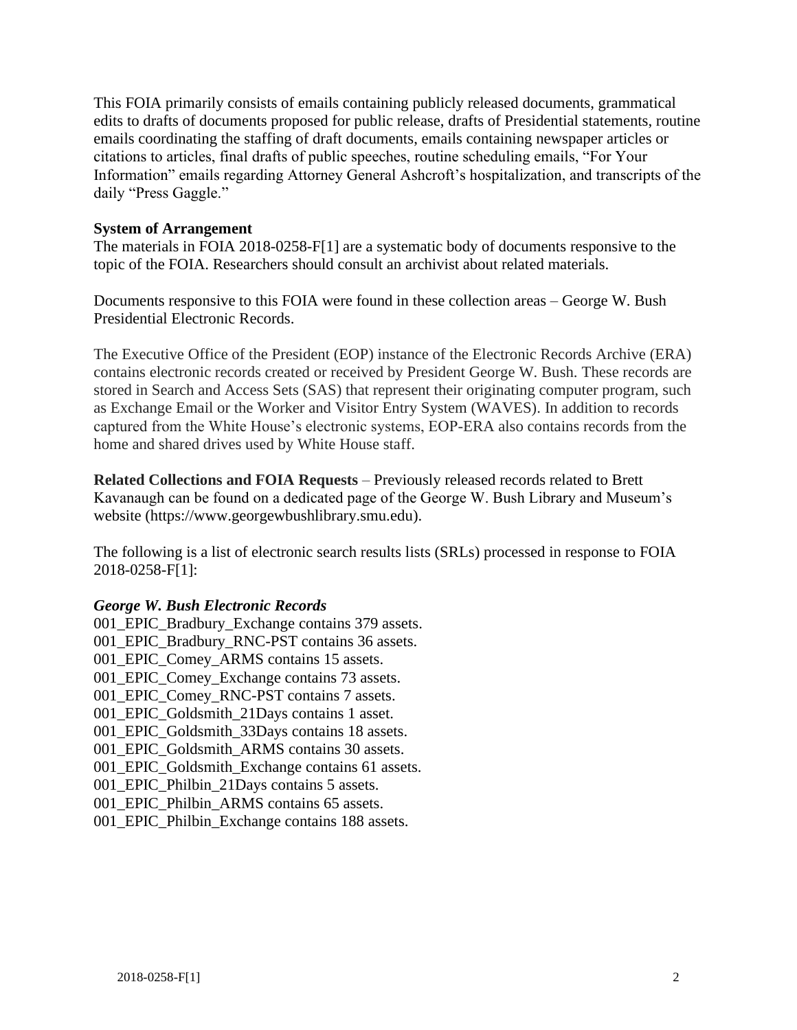This FOIA primarily consists of emails containing publicly released documents, grammatical edits to drafts of documents proposed for public release, drafts of Presidential statements, routine emails coordinating the staffing of draft documents, emails containing newspaper articles or citations to articles, final drafts of public speeches, routine scheduling emails, "For Your Information" emails regarding Attorney General Ashcroft's hospitalization, and transcripts of the daily "Press Gaggle."

**System of Arrangement**
The materials in FOIA 2018-0258-F[1] are a systematic body of documents responsive to the topic of the FOIA. Researchers should consult an archivist about related materials.

Documents responsive to this FOIA were found in these collection areas – George W. Bush Presidential Electronic Records.

The Executive Office of the President (EOP) instance of the Electronic Records Archive (ERA) contains electronic records created or received by President George W. Bush. These records are stored in Search and Access Sets (SAS) that represent their originating computer program, such as Exchange Email or the Worker and Visitor Entry System (WAVES). In addition to records captured from the White House's electronic systems, EOP-ERA also contains records from the home and shared drives used by White House staff.

**Related Collections and FOIA Requests** – Previously released records related to Brett Kavanaugh can be found on a dedicated page of the George W. Bush Library and Museum's website (https://www.georgewbushlibrary.smu.edu).

The following is a list of electronic search results lists (SRLs) processed in response to FOIA 2018-0258-F[1]:

***George W. Bush Electronic Records***
001_EPIC_Bradbury_Exchange contains 379 assets.
001_EPIC_Bradbury_RNC-PST contains 36 assets.
001_EPIC_Comey_ARMS contains 15 assets.
001_EPIC_Comey_Exchange contains 73 assets.
001_EPIC_Comey_RNC-PST contains 7 assets.
001_EPIC_Goldsmith_21Days contains 1 asset.
001_EPIC_Goldsmith_33Days contains 18 assets.
001_EPIC_Goldsmith_ARMS contains 30 assets.
001_EPIC_Goldsmith_Exchange contains 61 assets.
001_EPIC_Philbin_21Days contains 5 assets.
001_EPIC_Philbin_ARMS contains 65 assets.
001_EPIC_Philbin_Exchange contains 188 assets.